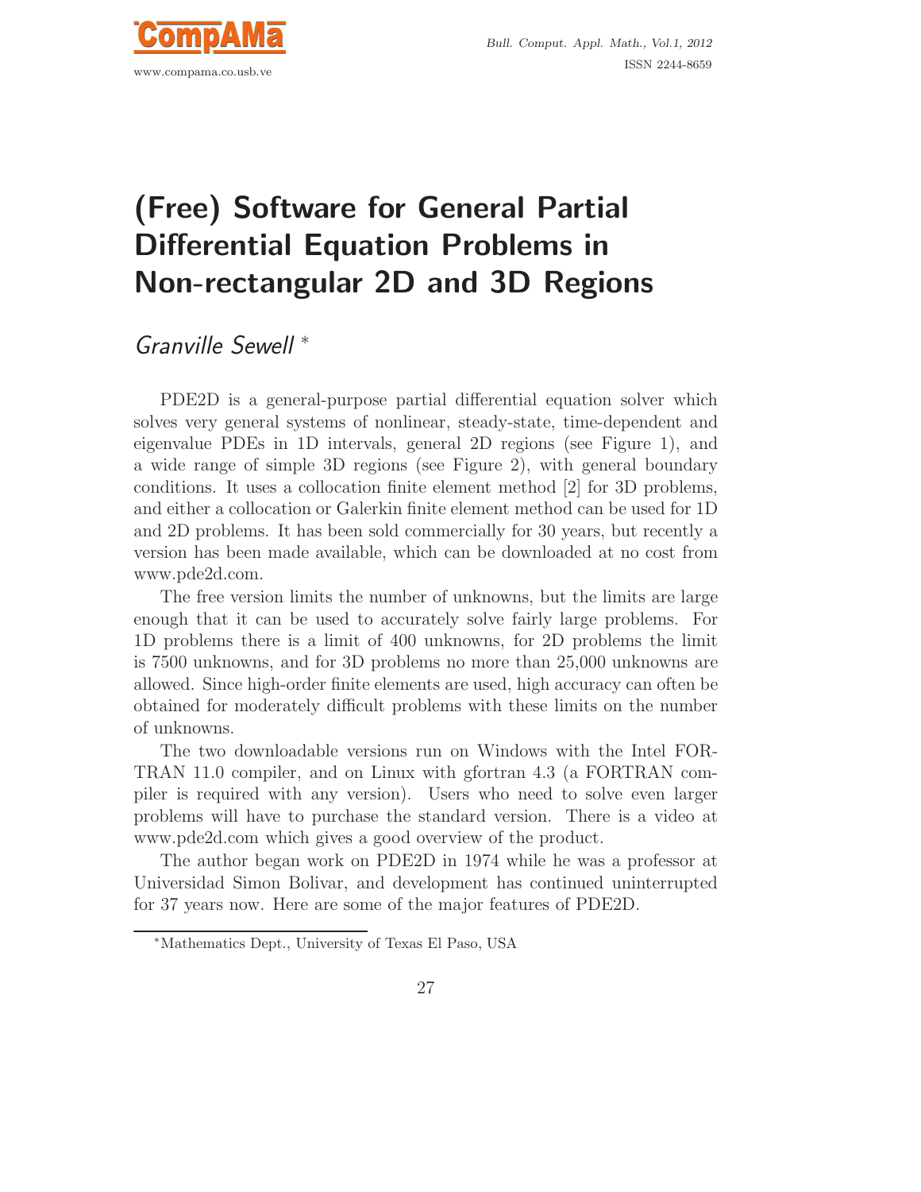# (Free) Software for General Partial Differential Equation Problems in Non-rectangular 2D and 3D Regions

*Granville Sewell* [*]

PDE2D is a general-purpose partial differential equation solver which solves very general systems of nonlinear, steady-state, time-dependent and eigenvalue PDEs in 1D intervals, general 2D regions (see Figure 1), and a wide range of simple 3D regions (see Figure 2), with general boundary conditions. It uses a collocation finite element method [2] for 3D problems, and either a collocation or Galerkin finite element method can be used for 1D and 2D problems. It has been sold commercially for 30 years, but recently a version has been made available, which can be downloaded at no cost from www.pde2d.com.

The free version limits the number of unknowns, but the limits are large enough that it can be used to accurately solve fairly large problems. For 1D problems there is a limit of 400 unknowns, for 2D problems the limit is 7500 unknowns, and for 3D problems no more than 25,000 unknowns are allowed. Since high-order finite elements are used, high accuracy can often be obtained for moderately difficult problems with these limits on the number of unknowns.

The two downloadable versions run on Windows with the Intel FORTRAN 11.0 compiler, and on Linux with gfortran 4.3 (a FORTRAN compiler is required with any version). Users who need to solve even larger problems will have to purchase the standard version. There is a video at www.pde2d.com which gives a good overview of the product.

The author began work on PDE2D in 1974 while he was a professor at Universidad Simon Bolivar, and development has continued uninterrupted for 37 years now. Here are some of the major features of PDE2D.

[*] Mathematics Dept., University of Texas El Paso, USA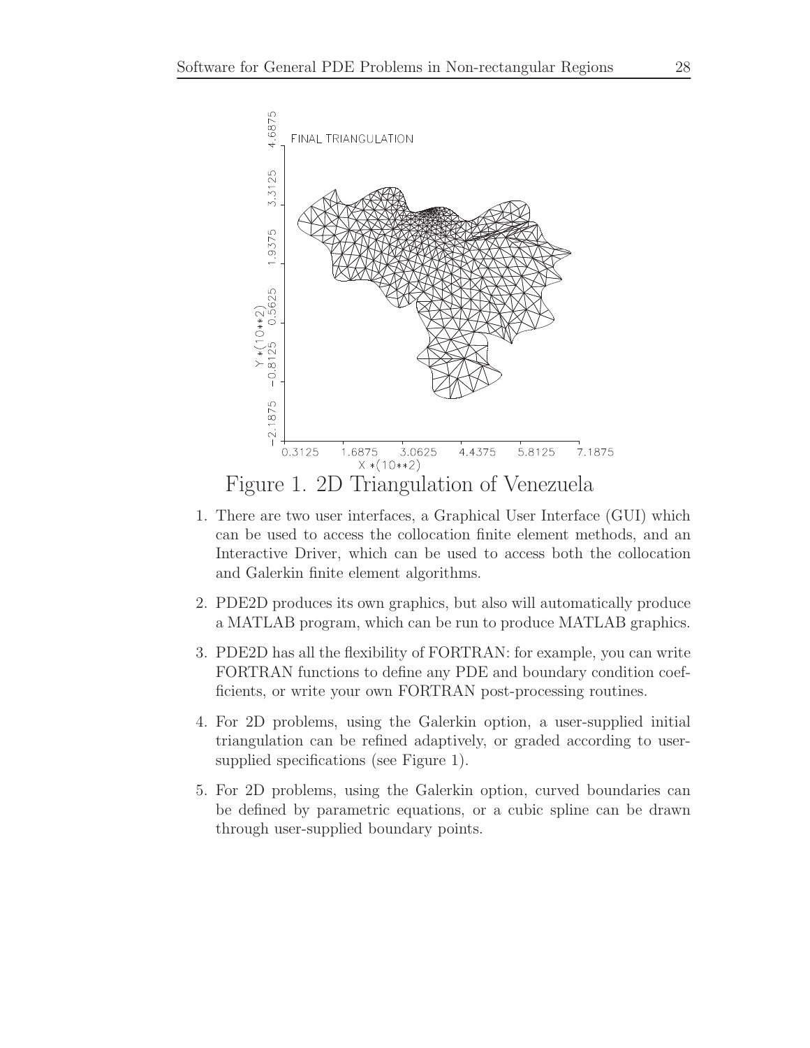Figure 1. 2D Triangulation of Venezuela

1. There are two user interfaces, a Graphical User Interface (GUI) which can be used to access the collocation finite element methods, and an Interactive Driver, which can be used to access both the collocation and Galerkin finite element algorithms.

2. PDE2D produces its own graphics, but also will automatically produce a MATLAB program, which can be run to produce MATLAB graphics.

3. PDE2D has all the flexibility of FORTRAN: for example, you can write FORTRAN functions to define any PDE and boundary condition coefficients, or write your own FORTRAN post-processing routines.

4. For 2D problems, using the Galerkin option, a user-supplied initial triangulation can be refined adaptively, or graded according to user-supplied specifications (see Figure 1).

5. For 2D problems, using the Galerkin option, curved boundaries can be defined by parametric equations, or a cubic spline can be drawn through user-supplied boundary points.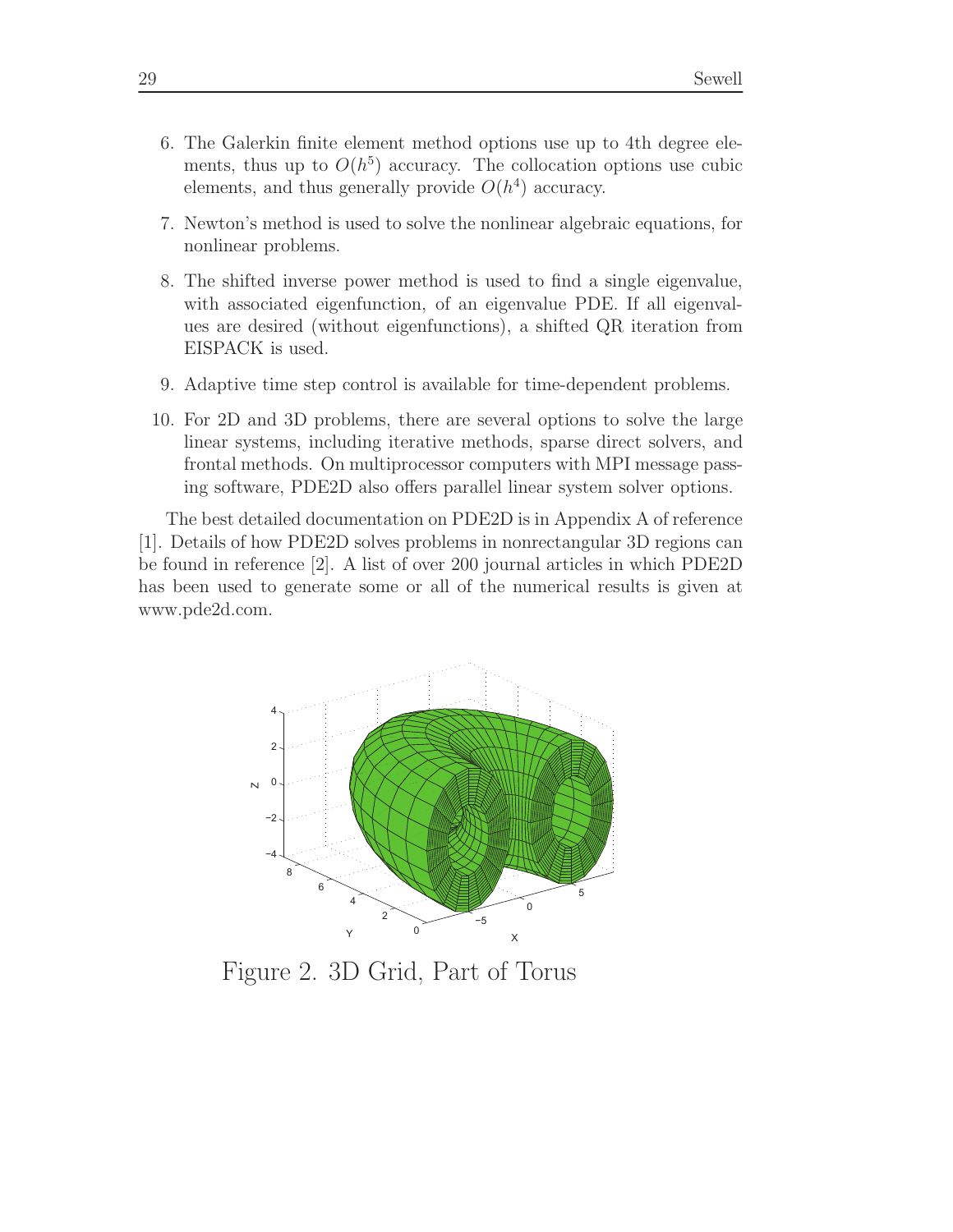6. The Galerkin finite element method options use up to 4th degree elements, thus up to $O(h^5)$ accuracy. The collocation options use cubic elements, and thus generally provide $O(h^4)$ accuracy.

7. Newton's method is used to solve the nonlinear algebraic equations, for nonlinear problems.

8. The shifted inverse power method is used to find a single eigenvalue, with associated eigenfunction, of an eigenvalue PDE. If all eigenvalues are desired (without eigenfunctions), a shifted QR iteration from EISPACK is used.

9. Adaptive time step control is available for time-dependent problems.

10. For 2D and 3D problems, there are several options to solve the large linear systems, including iterative methods, sparse direct solvers, and frontal methods. On multiprocessor computers with MPI message passing software, PDE2D also offers parallel linear system solver options.

The best detailed documentation on PDE2D is in Appendix A of reference [1]. Details of how PDE2D solves problems in nonrectangular 3D regions can be found in reference [2]. A list of over 200 journal articles in which PDE2D has been used to generate some or all of the numerical results is given at www.pde2d.com.

Figure 2. 3D Grid, Part of Torus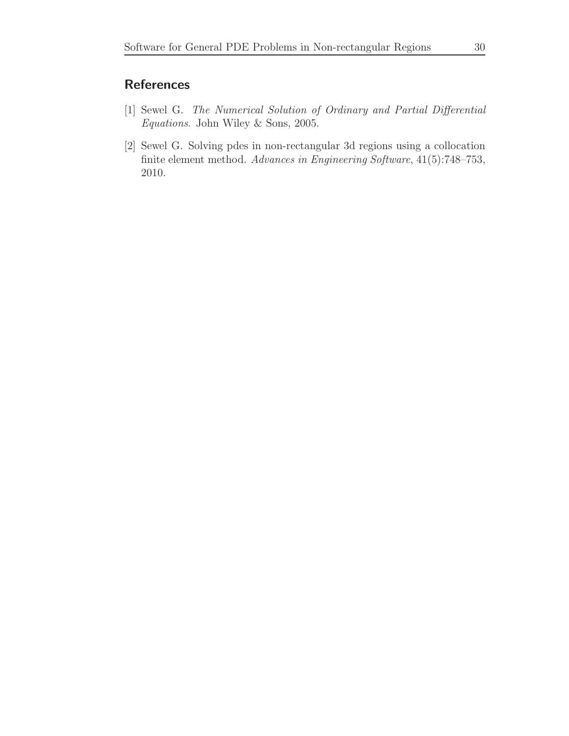## References

[1] Sewel G. *The Numerical Solution of Ordinary and Partial Differential Equations*. John Wiley & Sons, 2005.

[2] Sewel G. Solving pdes in non-rectangular 3d regions using a collocation finite element method. *Advances in Engineering Software*, 41(5):748–753, 2010.